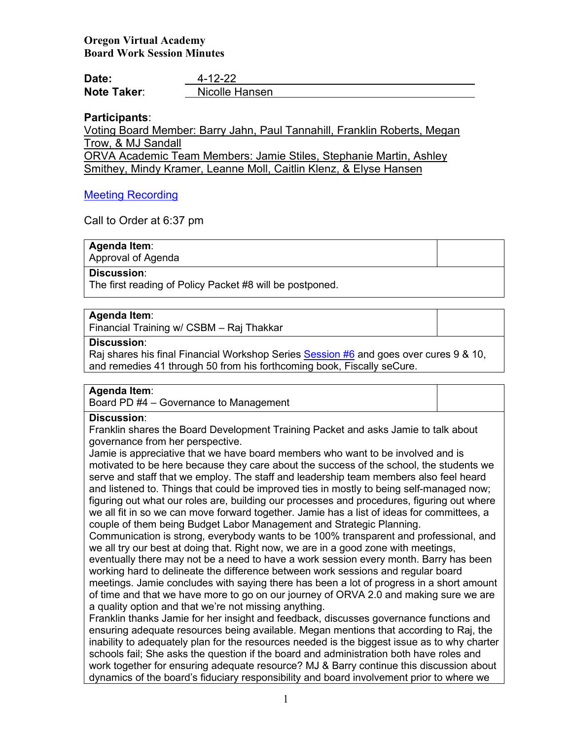**Oregon Virtual Academy**
**Board Work Session Minutes**

**Date:** 4-12-22
**Note Taker:** Nicolle Hansen

**Participants**:
Voting Board Member: Barry Jahn, Paul Tannahill, Franklin Roberts, Megan Trow, & MJ Sandall
ORVA Academic Team Members: Jamie Stiles, Stephanie Martin, Ashley Smithey, Mindy Kramer, Leanne Moll, Caitlin Klenz, & Elyse Hansen

[Meeting Recording]

Call to Order at 6:37 pm

| **Agenda Item**: Approval of Agenda | |
|---|---|
| **Discussion**: The first reading of Policy Packet #8 will be postponed. | |

| **Agenda Item**: Financial Training w/ CSBM – Raj Thakkar | |
|---|---|
| **Discussion**: Raj shares his final Financial Workshop Series [Session #6] and goes over cures 9 & 10, and remedies 41 through 50 from his forthcoming book, Fiscally seCure. | |

| **Agenda Item**: Board PD #4 – Governance to Management | |
|---|---|
| **Discussion**: Franklin shares the Board Development Training Packet and asks Jamie to talk about governance from her perspective. Jamie is appreciative that we have board members who want to be involved and is motivated to be here because they care about the success of the school, the students we serve and staff that we employ. The staff and leadership team members also feel heard and listened to. Things that could be improved ties in mostly to being self-managed now; figuring out what our roles are, building our processes and procedures, figuring out where we all fit in so we can move forward together. Jamie has a list of ideas for committees, a couple of them being Budget Labor Management and Strategic Planning. Communication is strong, everybody wants to be 100% transparent and professional, and we all try our best at doing that. Right now, we are in a good zone with meetings, eventually there may not be a need to have a work session every month. Barry has been working hard to delineate the difference between work sessions and regular board meetings. Jamie concludes with saying there has been a lot of progress in a short amount of time and that we have more to go on our journey of ORVA 2.0 and making sure we are a quality option and that we're not missing anything. Franklin thanks Jamie for her insight and feedback, discusses governance functions and ensuring adequate resources being available. Megan mentions that according to Raj, the inability to adequately plan for the resources needed is the biggest issue as to why charter schools fail; She asks the question if the board and administration both have roles and work together for ensuring adequate resource? MJ & Barry continue this discussion about dynamics of the board's fiduciary responsibility and board involvement prior to where we | |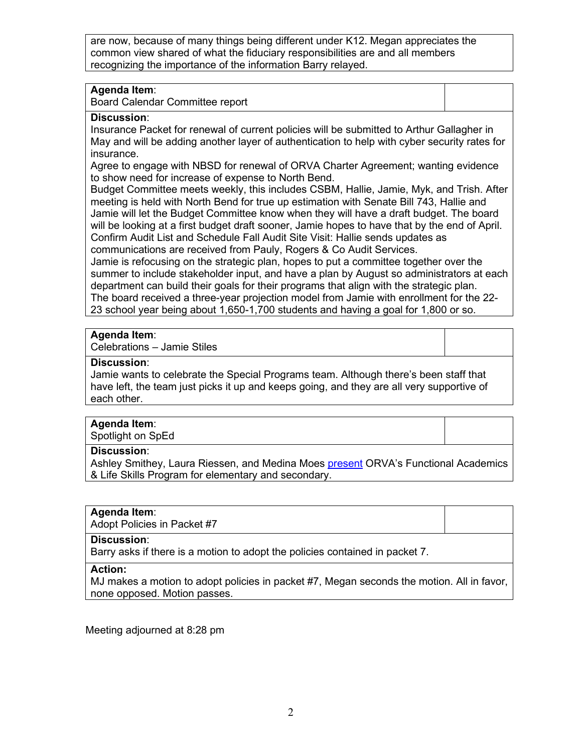are now, because of many things being different under K12. Megan appreciates the common view shared of what the fiduciary responsibilities are and all members recognizing the importance of the information Barry relayed.

**Agenda Item**:
Board Calendar Committee report

**Discussion**:
Insurance Packet for renewal of current policies will be submitted to Arthur Gallagher in May and will be adding another layer of authentication to help with cyber security rates for insurance.
Agree to engage with NBSD for renewal of ORVA Charter Agreement; wanting evidence to show need for increase of expense to North Bend.
Budget Committee meets weekly, this includes CSBM, Hallie, Jamie, Myk, and Trish. After meeting is held with North Bend for true up estimation with Senate Bill 743, Hallie and Jamie will let the Budget Committee know when they will have a draft budget. The board will be looking at a first budget draft sooner, Jamie hopes to have that by the end of April.
Confirm Audit List and Schedule Fall Audit Site Visit: Hallie sends updates as communications are received from Pauly, Rogers & Co Audit Services.
Jamie is refocusing on the strategic plan, hopes to put a committee together over the summer to include stakeholder input, and have a plan by August so administrators at each department can build their goals for their programs that align with the strategic plan.
The board received a three-year projection model from Jamie with enrollment for the 22-23 school year being about 1,650-1,700 students and having a goal for 1,800 or so.

**Agenda Item**:
Celebrations – Jamie Stiles

**Discussion**:
Jamie wants to celebrate the Special Programs team. Although there's been staff that have left, the team just picks it up and keeps going, and they are all very supportive of each other.

**Agenda Item**:
Spotlight on SpEd

**Discussion**:
Ashley Smithey, Laura Riessen, and Medina Moes present ORVA's Functional Academics & Life Skills Program for elementary and secondary.

**Agenda Item**:
Adopt Policies in Packet #7

**Discussion**:
Barry asks if there is a motion to adopt the policies contained in packet 7.

**Action:**
MJ makes a motion to adopt policies in packet #7, Megan seconds the motion. All in favor, none opposed. Motion passes.

Meeting adjourned at 8:28 pm